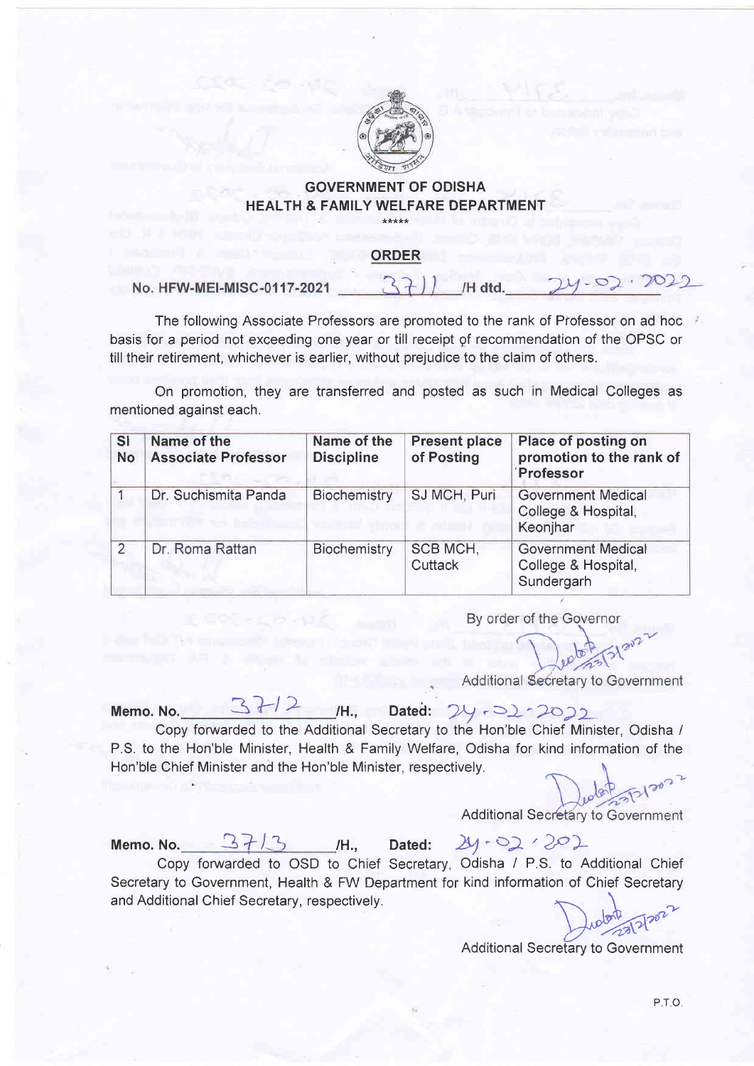**GOVERNMENT OF ODISHA**
**HEALTH & FAMILY WELFARE DEPARTMENT**

\*\*\*\*\*

## ORDER

No. HFW-MEI-MISC-0117-2021 3711 /H dtd. 24-02-2022

The following Associate Professors are promoted to the rank of Professor on ad hoc basis for a period not exceeding one year or till receipt of recommendation of the OPSC or till their retirement, whichever is earlier, without prejudice to the claim of others.

On promotion, they are transferred and posted as such in Medical Colleges as mentioned against each.

| Sl No | Name of the Associate Professor | Name of the Discipline | Present place of Posting | Place of posting on promotion to the rank of Professor |
|---|---|---|---|---|
| 1 | Dr. Suchismita Panda | Biochemistry | SJ MCH, Puri | Government Medical College & Hospital, Keonjhar |
| 2 | Dr. Roma Rattan | Biochemistry | SCB MCH, Cuttack | Government Medical College & Hospital, Sundergarh |

By order of the Governor

Additional Secretary to Government

Memo. No. 3712 /H., Dated: 24-02-2022

Copy forwarded to the Additional Secretary to the Hon'ble Chief Minister, Odisha / P.S. to the Hon'ble Minister, Health & Family Welfare, Odisha for kind information of the Hon'ble Chief Minister and the Hon'ble Minister, respectively.

Additional Secretary to Government

Memo. No. 3713 /H., Dated: 24-02-2022

Copy forwarded to OSD to Chief Secretary, Odisha / P.S. to Additional Chief Secretary to Government, Health & FW Department for kind information of Chief Secretary and Additional Chief Secretary, respectively.

Additional Secretary to Government

P.T.O.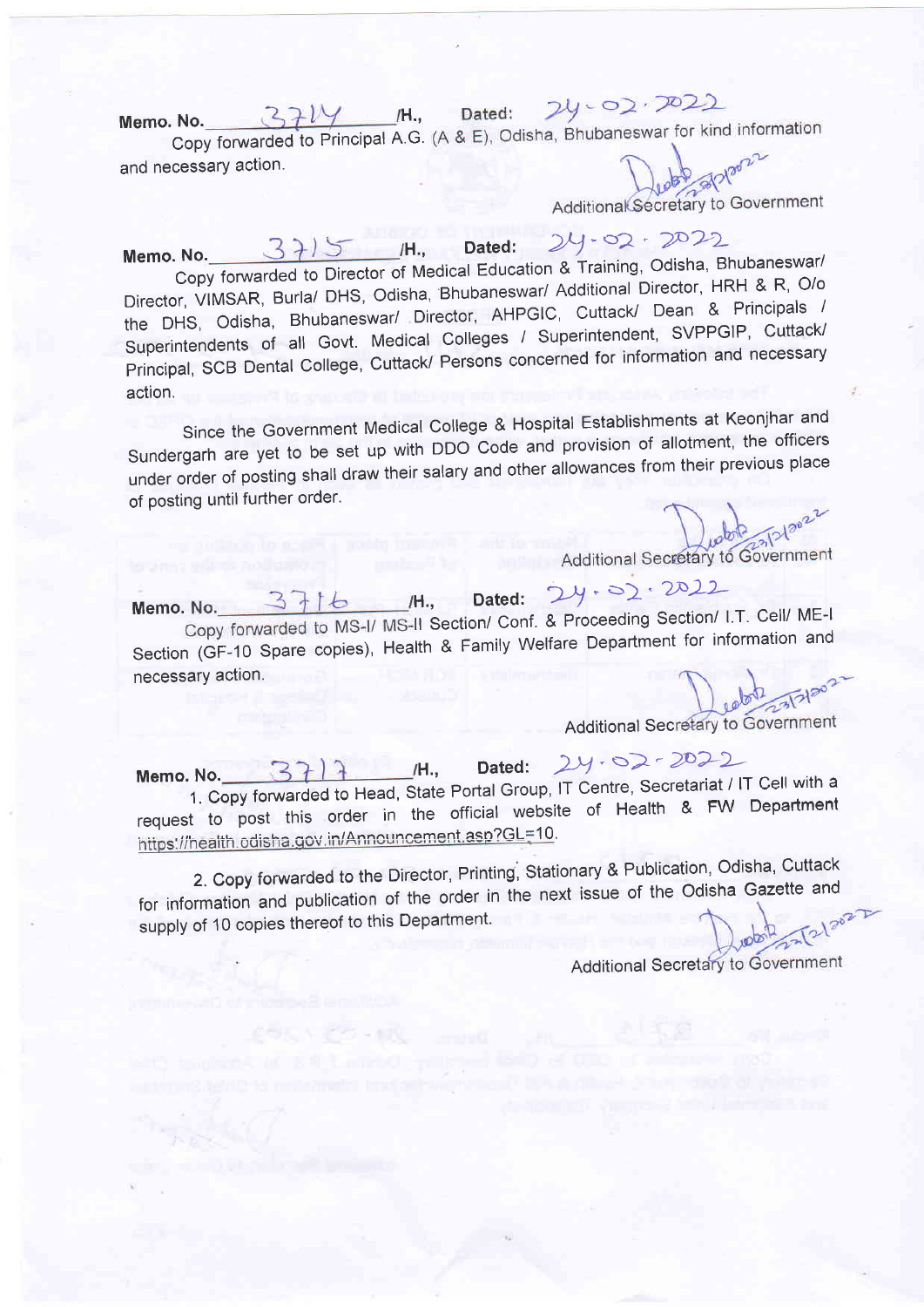**Memo. No.** 3714 /H., **Dated:** 24-02-2022

Copy forwarded to Principal A.G. (A & E), Odisha, Bhubaneswar for kind information and necessary action.

Additional Secretary to Government

**Memo. No.** 3715 /H., **Dated:** 24-02-2022

Copy forwarded to Director of Medical Education & Training, Odisha, Bhubaneswar/ Director, VIMSAR, Burla/ DHS, Odisha, Bhubaneswar/ Additional Director, HRH & R, O/o the DHS, Odisha, Bhubaneswar/ Director, AHPGIC, Cuttack/ Dean & Principals / Superintendents of all Govt. Medical Colleges / Superintendent, SVPPGIP, Cuttack/ Principal, SCB Dental College, Cuttack/ Persons concerned for information and necessary action.

Since the Government Medical College & Hospital Establishments at Keonjhar and Sundergarh are yet to be set up with DDO Code and provision of allotment, the officers under order of posting shall draw their salary and other allowances from their previous place of posting until further order.

Additional Secretary to Government

**Memo. No.** 3716 /H., **Dated:** 24-02-2022

Copy forwarded to MS-I/ MS-II Section/ Conf. & Proceeding Section/ I.T. Cell/ ME-I Section (GF-10 Spare copies), Health & Family Welfare Department for information and necessary action.

Additional Secretary to Government

**Memo. No.** 3717 /H., **Dated:** 24-02-2022

1. Copy forwarded to Head, State Portal Group, IT Centre, Secretariat / IT Cell with a request to post this order in the official website of Health & FW Department https://health.odisha.gov.in/Announcement.asp?GL=10.

2. Copy forwarded to the Director, Printing, Stationary & Publication, Odisha, Cuttack for information and publication of the order in the next issue of the Odisha Gazette and supply of 10 copies thereof to this Department.

Additional Secretary to Government